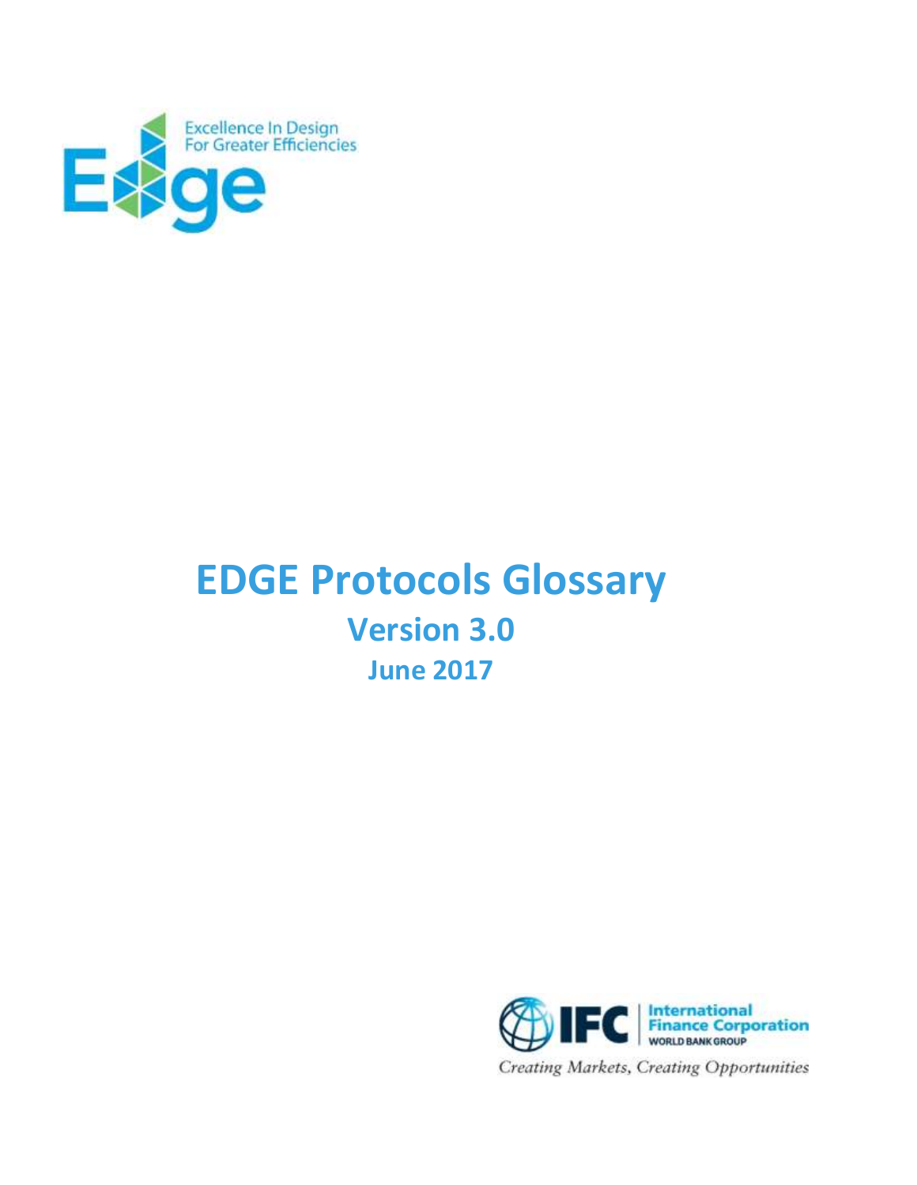Excellence In Design
For Greater Efficiencies

# EDGE Protocols Glossary

## Version 3.0

### June 2017

International Finance Corporation
WORLD BANK GROUP

*Creating Markets, Creating Opportunities*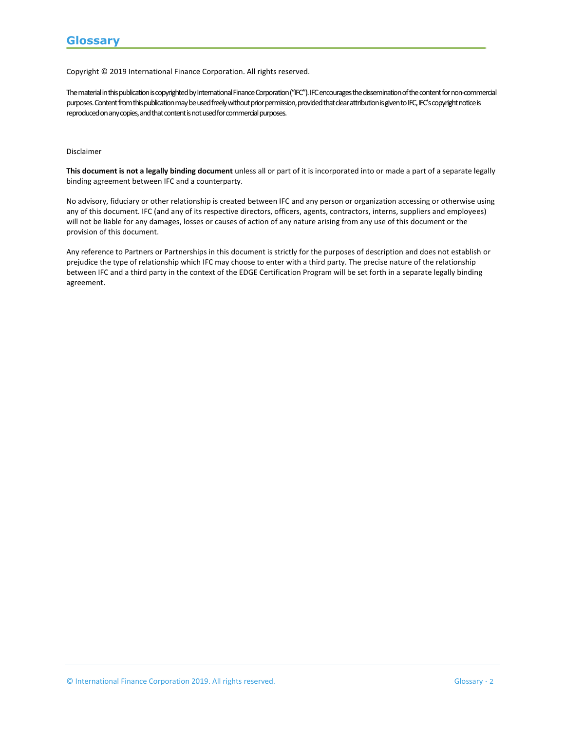# Glossary

Copyright © 2019 International Finance Corporation. All rights reserved.

The material in this publication is copyrighted by International Finance Corporation ("IFC"). IFC encourages the dissemination of the content for non-commercial purposes. Content from this publication may be used freely without prior permission, provided that clear attribution is given to IFC, IFC's copyright notice is reproduced on any copies, and that content is not used for commercial purposes.

Disclaimer

**This document is not a legally binding document** unless all or part of it is incorporated into or made a part of a separate legally binding agreement between IFC and a counterparty.

No advisory, fiduciary or other relationship is created between IFC and any person or organization accessing or otherwise using any of this document. IFC (and any of its respective directors, officers, agents, contractors, interns, suppliers and employees) will not be liable for any damages, losses or causes of action of any nature arising from any use of this document or the provision of this document.

Any reference to Partners or Partnerships in this document is strictly for the purposes of description and does not establish or prejudice the type of relationship which IFC may choose to enter with a third party. The precise nature of the relationship between IFC and a third party in the context of the EDGE Certification Program will be set forth in a separate legally binding agreement.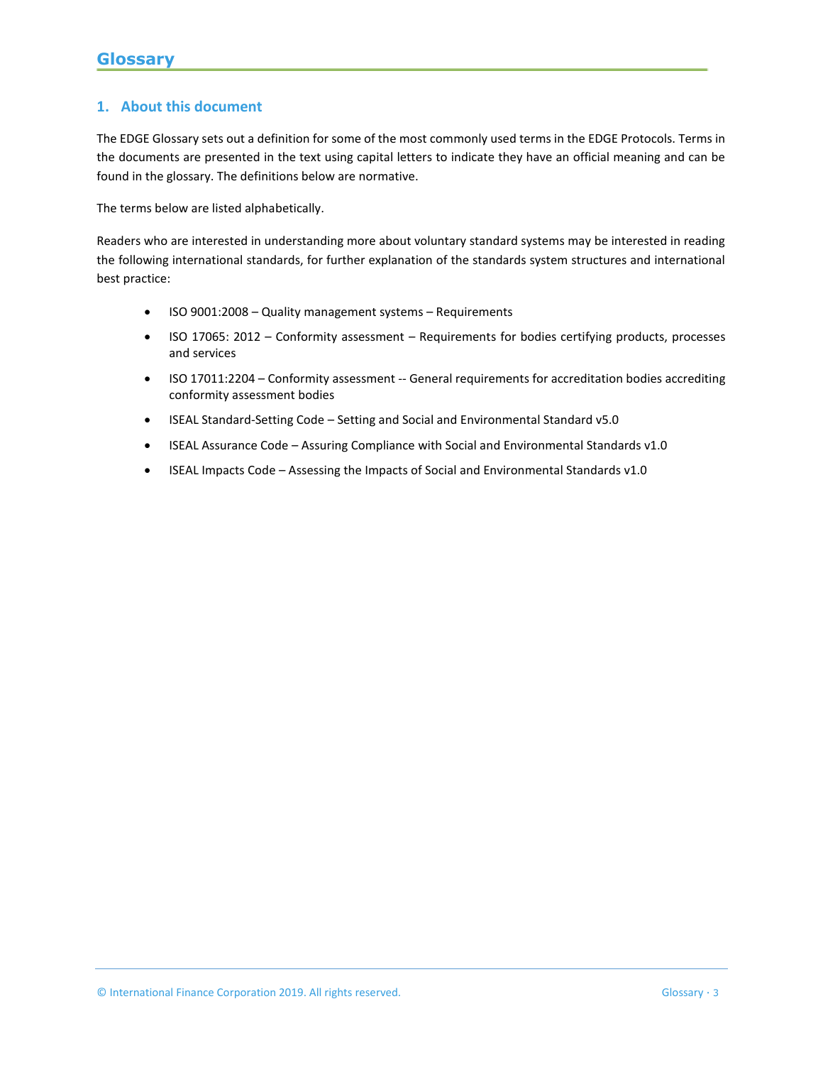# Glossary

## 1. About this document

The EDGE Glossary sets out a definition for some of the most commonly used terms in the EDGE Protocols. Terms in the documents are presented in the text using capital letters to indicate they have an official meaning and can be found in the glossary. The definitions below are normative.

The terms below are listed alphabetically.

Readers who are interested in understanding more about voluntary standard systems may be interested in reading the following international standards, for further explanation of the standards system structures and international best practice:

- ISO 9001:2008 – Quality management systems – Requirements
- ISO 17065: 2012 – Conformity assessment – Requirements for bodies certifying products, processes and services
- ISO 17011:2204 – Conformity assessment -- General requirements for accreditation bodies accrediting conformity assessment bodies
- ISEAL Standard-Setting Code – Setting and Social and Environmental Standard v5.0
- ISEAL Assurance Code – Assuring Compliance with Social and Environmental Standards v1.0
- ISEAL Impacts Code – Assessing the Impacts of Social and Environmental Standards v1.0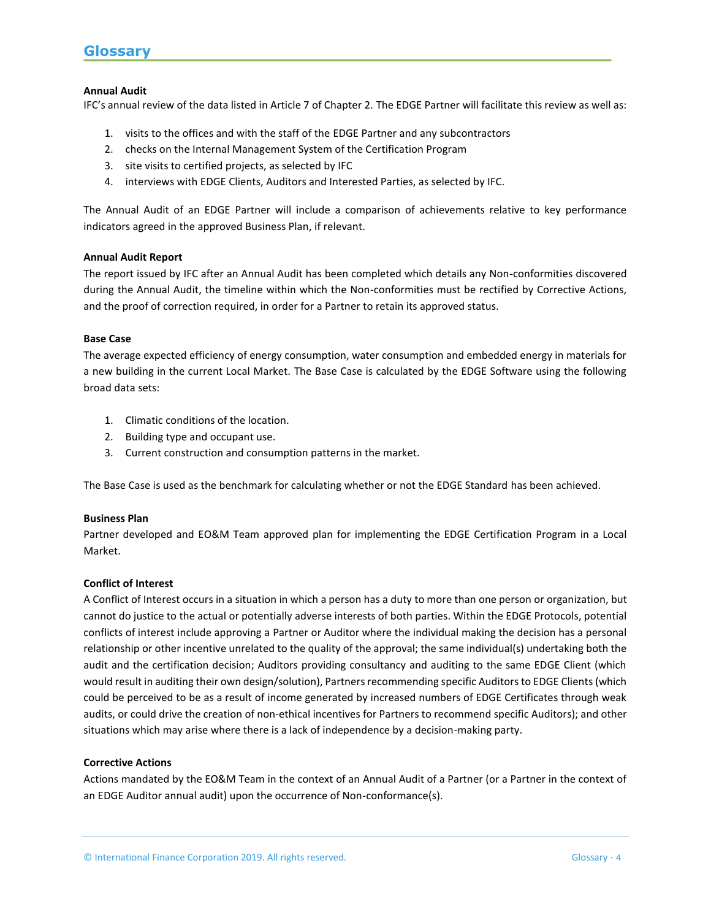# Glossary

**Annual Audit**

IFC's annual review of the data listed in Article 7 of Chapter 2. The EDGE Partner will facilitate this review as well as:

1. visits to the offices and with the staff of the EDGE Partner and any subcontractors
2. checks on the Internal Management System of the Certification Program
3. site visits to certified projects, as selected by IFC
4. interviews with EDGE Clients, Auditors and Interested Parties, as selected by IFC.

The Annual Audit of an EDGE Partner will include a comparison of achievements relative to key performance indicators agreed in the approved Business Plan, if relevant.

**Annual Audit Report**

The report issued by IFC after an Annual Audit has been completed which details any Non-conformities discovered during the Annual Audit, the timeline within which the Non-conformities must be rectified by Corrective Actions, and the proof of correction required, in order for a Partner to retain its approved status.

**Base Case**

The average expected efficiency of energy consumption, water consumption and embedded energy in materials for a new building in the current Local Market. The Base Case is calculated by the EDGE Software using the following broad data sets:

1. Climatic conditions of the location.
2. Building type and occupant use.
3. Current construction and consumption patterns in the market.

The Base Case is used as the benchmark for calculating whether or not the EDGE Standard has been achieved.

**Business Plan**

Partner developed and EO&M Team approved plan for implementing the EDGE Certification Program in a Local Market.

**Conflict of Interest**

A Conflict of Interest occurs in a situation in which a person has a duty to more than one person or organization, but cannot do justice to the actual or potentially adverse interests of both parties. Within the EDGE Protocols, potential conflicts of interest include approving a Partner or Auditor where the individual making the decision has a personal relationship or other incentive unrelated to the quality of the approval; the same individual(s) undertaking both the audit and the certification decision; Auditors providing consultancy and auditing to the same EDGE Client (which would result in auditing their own design/solution), Partners recommending specific Auditors to EDGE Clients (which could be perceived to be as a result of income generated by increased numbers of EDGE Certificates through weak audits, or could drive the creation of non-ethical incentives for Partners to recommend specific Auditors); and other situations which may arise where there is a lack of independence by a decision-making party.

**Corrective Actions**

Actions mandated by the EO&M Team in the context of an Annual Audit of a Partner (or a Partner in the context of an EDGE Auditor annual audit) upon the occurrence of Non-conformance(s).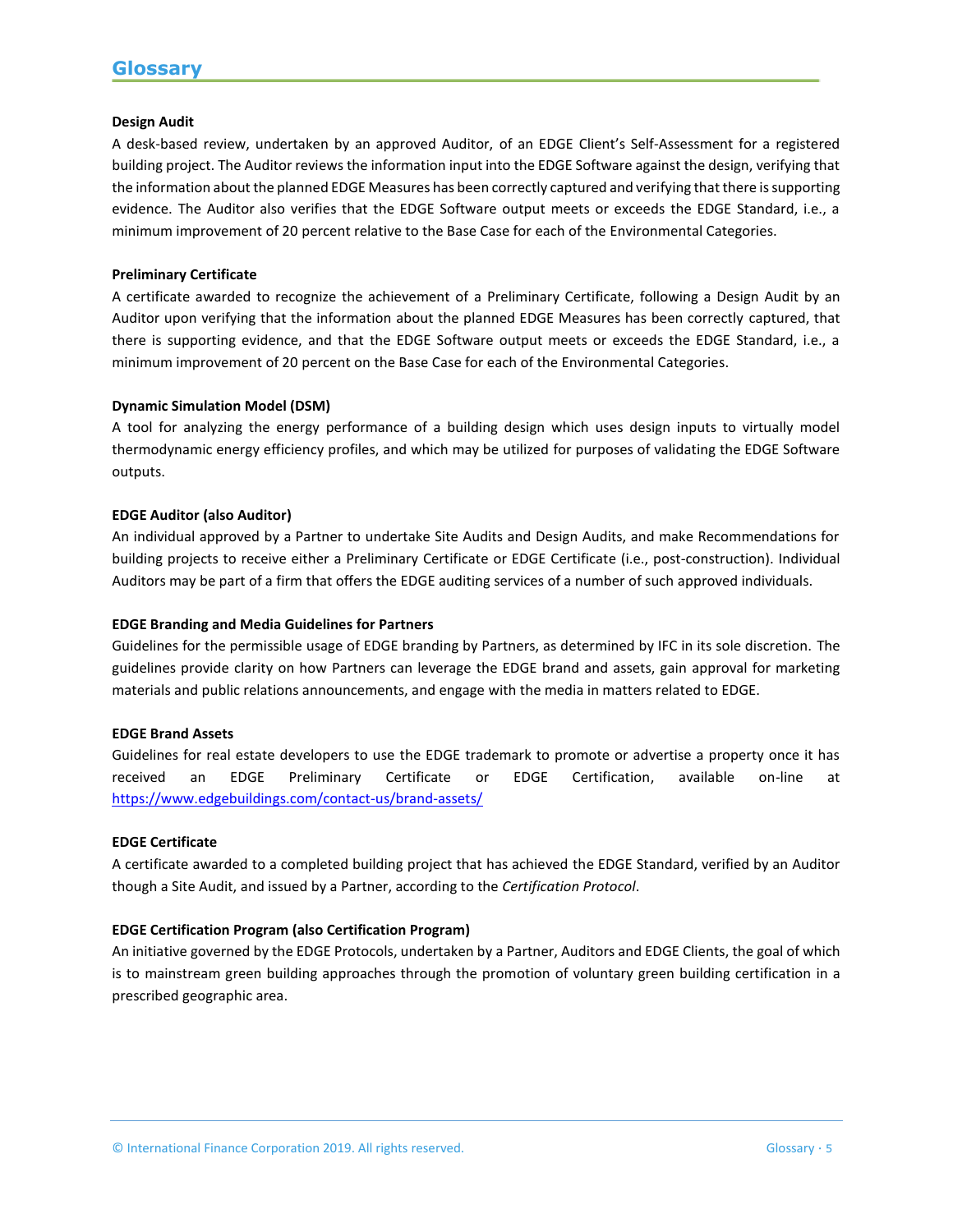## Glossary

**Design Audit**

A desk-based review, undertaken by an approved Auditor, of an EDGE Client's Self-Assessment for a registered building project. The Auditor reviews the information input into the EDGE Software against the design, verifying that the information about the planned EDGE Measures has been correctly captured and verifying that there is supporting evidence. The Auditor also verifies that the EDGE Software output meets or exceeds the EDGE Standard, i.e., a minimum improvement of 20 percent relative to the Base Case for each of the Environmental Categories.

**Preliminary Certificate**

A certificate awarded to recognize the achievement of a Preliminary Certificate, following a Design Audit by an Auditor upon verifying that the information about the planned EDGE Measures has been correctly captured, that there is supporting evidence, and that the EDGE Software output meets or exceeds the EDGE Standard, i.e., a minimum improvement of 20 percent on the Base Case for each of the Environmental Categories.

**Dynamic Simulation Model (DSM)**

A tool for analyzing the energy performance of a building design which uses design inputs to virtually model thermodynamic energy efficiency profiles, and which may be utilized for purposes of validating the EDGE Software outputs.

**EDGE Auditor (also Auditor)**

An individual approved by a Partner to undertake Site Audits and Design Audits, and make Recommendations for building projects to receive either a Preliminary Certificate or EDGE Certificate (i.e., post-construction). Individual Auditors may be part of a firm that offers the EDGE auditing services of a number of such approved individuals.

**EDGE Branding and Media Guidelines for Partners**

Guidelines for the permissible usage of EDGE branding by Partners, as determined by IFC in its sole discretion. The guidelines provide clarity on how Partners can leverage the EDGE brand and assets, gain approval for marketing materials and public relations announcements, and engage with the media in matters related to EDGE.

**EDGE Brand Assets**

Guidelines for real estate developers to use the EDGE trademark to promote or advertise a property once it has received an EDGE Preliminary Certificate or EDGE Certification, available on-line at https://www.edgebuildings.com/contact-us/brand-assets/

**EDGE Certificate**

A certificate awarded to a completed building project that has achieved the EDGE Standard, verified by an Auditor though a Site Audit, and issued by a Partner, according to the *Certification Protocol*.

**EDGE Certification Program (also Certification Program)**

An initiative governed by the EDGE Protocols, undertaken by a Partner, Auditors and EDGE Clients, the goal of which is to mainstream green building approaches through the promotion of voluntary green building certification in a prescribed geographic area.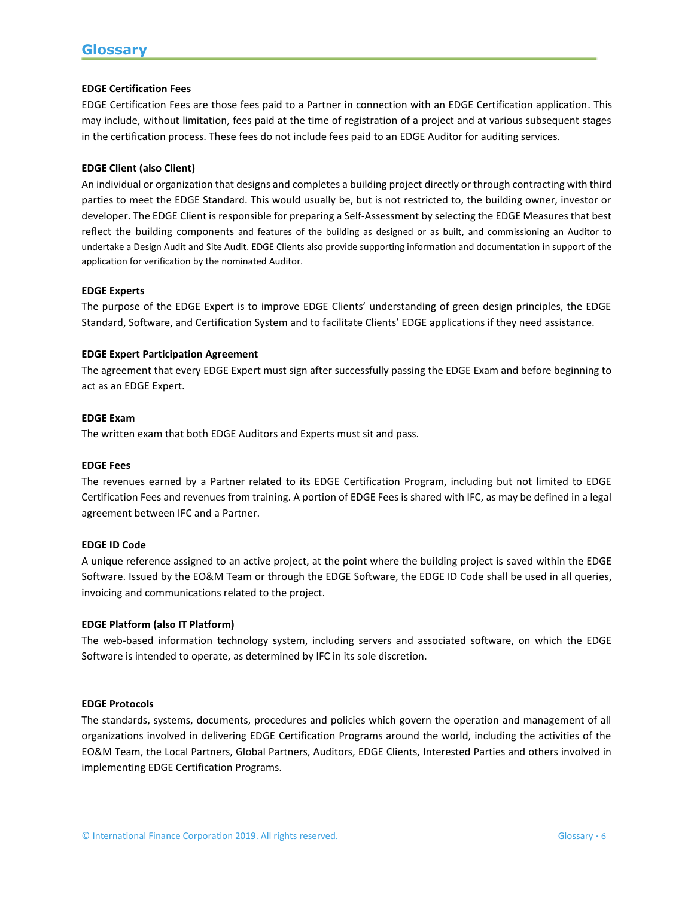# Glossary

**EDGE Certification Fees**

EDGE Certification Fees are those fees paid to a Partner in connection with an EDGE Certification application. This may include, without limitation, fees paid at the time of registration of a project and at various subsequent stages in the certification process. These fees do not include fees paid to an EDGE Auditor for auditing services.

**EDGE Client (also Client)**

An individual or organization that designs and completes a building project directly or through contracting with third parties to meet the EDGE Standard. This would usually be, but is not restricted to, the building owner, investor or developer. The EDGE Client is responsible for preparing a Self-Assessment by selecting the EDGE Measures that best reflect the building components and features of the building as designed or as built, and commissioning an Auditor to undertake a Design Audit and Site Audit. EDGE Clients also provide supporting information and documentation in support of the application for verification by the nominated Auditor.

**EDGE Experts**

The purpose of the EDGE Expert is to improve EDGE Clients' understanding of green design principles, the EDGE Standard, Software, and Certification System and to facilitate Clients' EDGE applications if they need assistance.

**EDGE Expert Participation Agreement**

The agreement that every EDGE Expert must sign after successfully passing the EDGE Exam and before beginning to act as an EDGE Expert.

**EDGE Exam**

The written exam that both EDGE Auditors and Experts must sit and pass.

**EDGE Fees**

The revenues earned by a Partner related to its EDGE Certification Program, including but not limited to EDGE Certification Fees and revenues from training. A portion of EDGE Fees is shared with IFC, as may be defined in a legal agreement between IFC and a Partner.

**EDGE ID Code**

A unique reference assigned to an active project, at the point where the building project is saved within the EDGE Software. Issued by the EO&M Team or through the EDGE Software, the EDGE ID Code shall be used in all queries, invoicing and communications related to the project.

**EDGE Platform (also IT Platform)**

The web-based information technology system, including servers and associated software, on which the EDGE Software is intended to operate, as determined by IFC in its sole discretion.

**EDGE Protocols**

The standards, systems, documents, procedures and policies which govern the operation and management of all organizations involved in delivering EDGE Certification Programs around the world, including the activities of the EO&M Team, the Local Partners, Global Partners, Auditors, EDGE Clients, Interested Parties and others involved in implementing EDGE Certification Programs.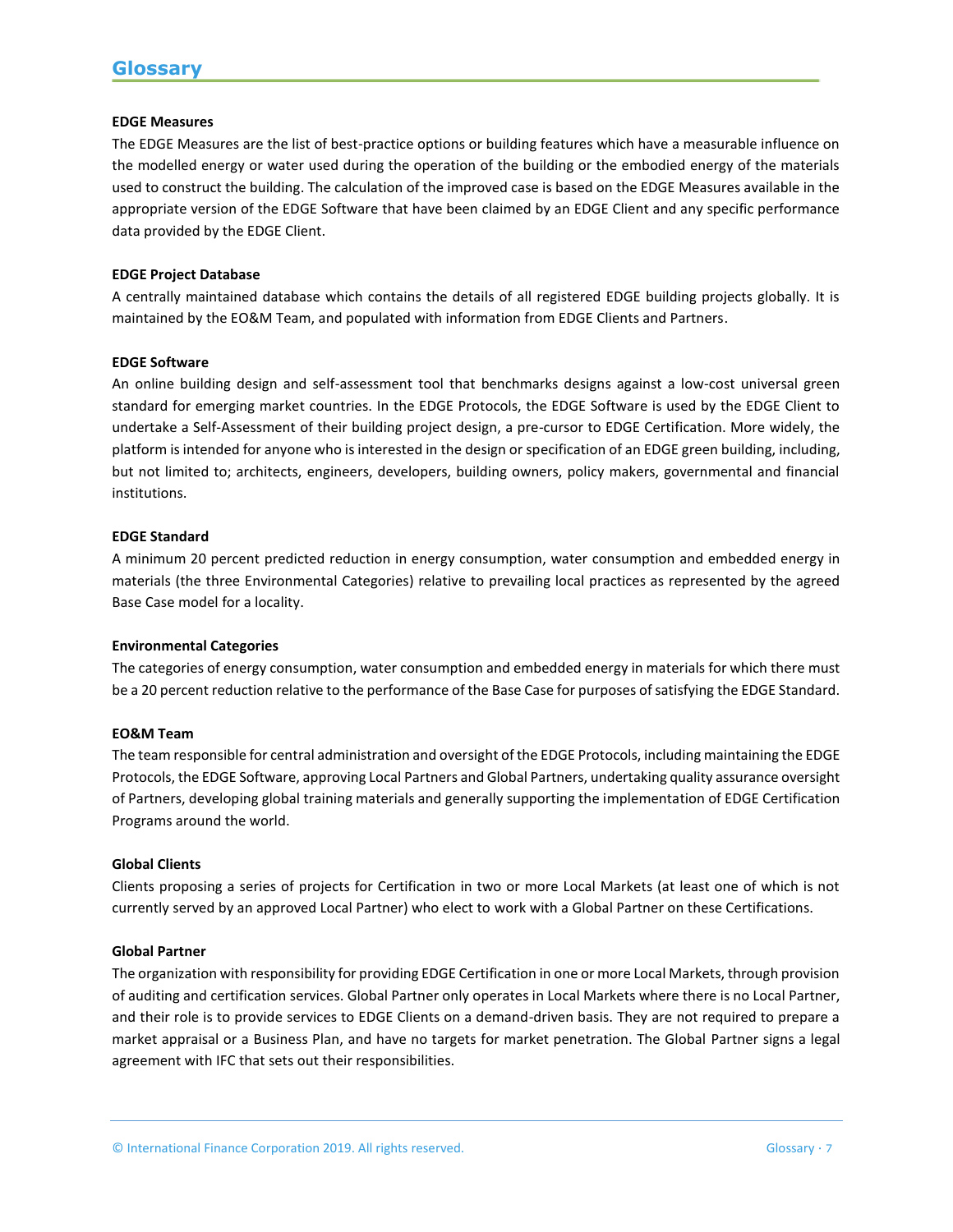# Glossary

**EDGE Measures**

The EDGE Measures are the list of best-practice options or building features which have a measurable influence on the modelled energy or water used during the operation of the building or the embodied energy of the materials used to construct the building. The calculation of the improved case is based on the EDGE Measures available in the appropriate version of the EDGE Software that have been claimed by an EDGE Client and any specific performance data provided by the EDGE Client.

**EDGE Project Database**

A centrally maintained database which contains the details of all registered EDGE building projects globally. It is maintained by the EO&M Team, and populated with information from EDGE Clients and Partners.

**EDGE Software**

An online building design and self-assessment tool that benchmarks designs against a low-cost universal green standard for emerging market countries. In the EDGE Protocols, the EDGE Software is used by the EDGE Client to undertake a Self-Assessment of their building project design, a pre-cursor to EDGE Certification. More widely, the platform is intended for anyone who is interested in the design or specification of an EDGE green building, including, but not limited to; architects, engineers, developers, building owners, policy makers, governmental and financial institutions.

**EDGE Standard**

A minimum 20 percent predicted reduction in energy consumption, water consumption and embedded energy in materials (the three Environmental Categories) relative to prevailing local practices as represented by the agreed Base Case model for a locality.

**Environmental Categories**

The categories of energy consumption, water consumption and embedded energy in materials for which there must be a 20 percent reduction relative to the performance of the Base Case for purposes of satisfying the EDGE Standard.

**EO&M Team**

The team responsible for central administration and oversight of the EDGE Protocols, including maintaining the EDGE Protocols, the EDGE Software, approving Local Partners and Global Partners, undertaking quality assurance oversight of Partners, developing global training materials and generally supporting the implementation of EDGE Certification Programs around the world.

**Global Clients**

Clients proposing a series of projects for Certification in two or more Local Markets (at least one of which is not currently served by an approved Local Partner) who elect to work with a Global Partner on these Certifications.

**Global Partner**

The organization with responsibility for providing EDGE Certification in one or more Local Markets, through provision of auditing and certification services. Global Partner only operates in Local Markets where there is no Local Partner, and their role is to provide services to EDGE Clients on a demand-driven basis. They are not required to prepare a market appraisal or a Business Plan, and have no targets for market penetration. The Global Partner signs a legal agreement with IFC that sets out their responsibilities.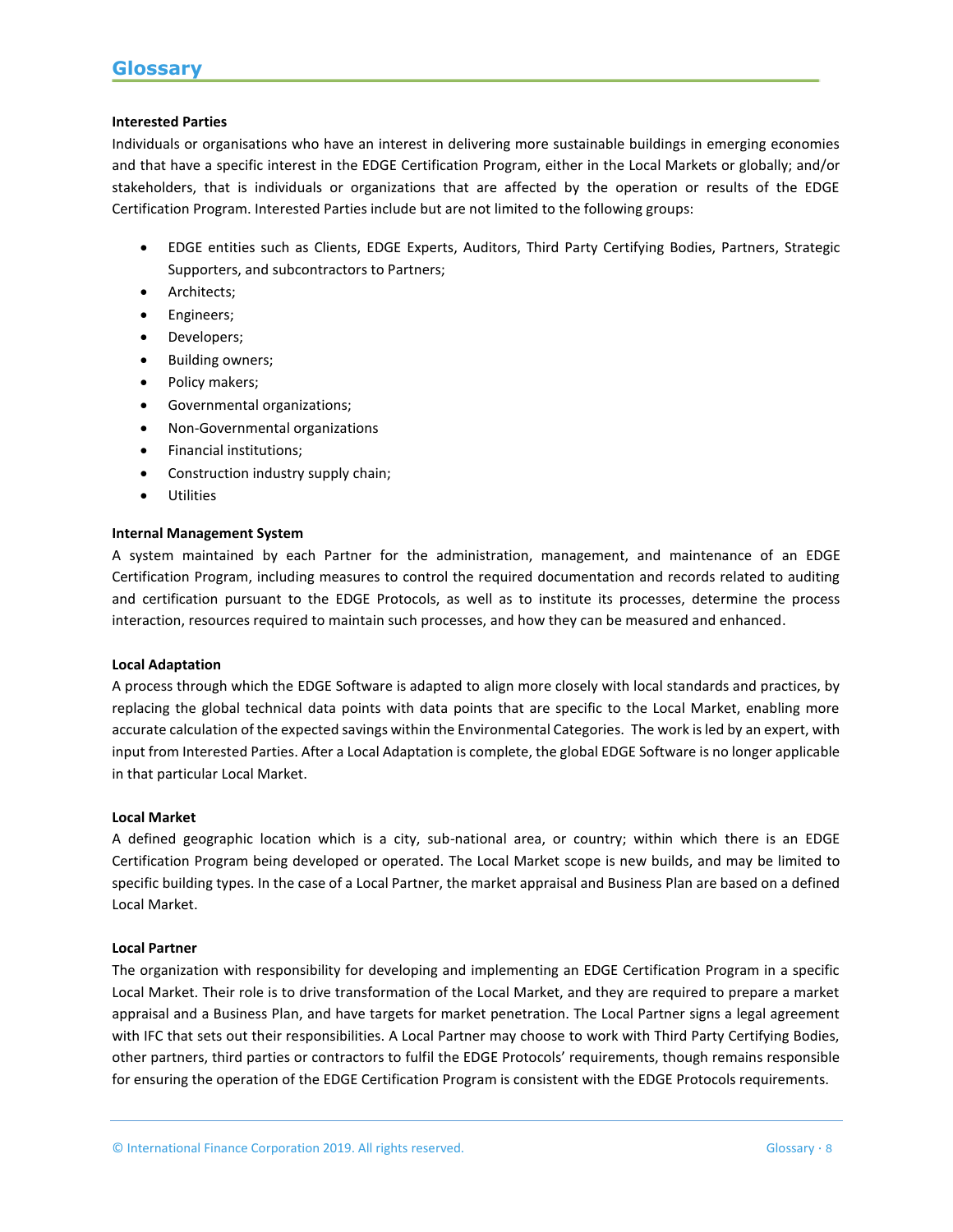# Glossary

**Interested Parties**

Individuals or organisations who have an interest in delivering more sustainable buildings in emerging economies and that have a specific interest in the EDGE Certification Program, either in the Local Markets or globally; and/or stakeholders, that is individuals or organizations that are affected by the operation or results of the EDGE Certification Program. Interested Parties include but are not limited to the following groups:

- EDGE entities such as Clients, EDGE Experts, Auditors, Third Party Certifying Bodies, Partners, Strategic Supporters, and subcontractors to Partners;
- Architects;
- Engineers;
- Developers;
- Building owners;
- Policy makers;
- Governmental organizations;
- Non-Governmental organizations
- Financial institutions;
- Construction industry supply chain;
- Utilities

**Internal Management System**

A system maintained by each Partner for the administration, management, and maintenance of an EDGE Certification Program, including measures to control the required documentation and records related to auditing and certification pursuant to the EDGE Protocols, as well as to institute its processes, determine the process interaction, resources required to maintain such processes, and how they can be measured and enhanced.

**Local Adaptation**

A process through which the EDGE Software is adapted to align more closely with local standards and practices, by replacing the global technical data points with data points that are specific to the Local Market, enabling more accurate calculation of the expected savings within the Environmental Categories. The work is led by an expert, with input from Interested Parties. After a Local Adaptation is complete, the global EDGE Software is no longer applicable in that particular Local Market.

**Local Market**

A defined geographic location which is a city, sub-national area, or country; within which there is an EDGE Certification Program being developed or operated. The Local Market scope is new builds, and may be limited to specific building types. In the case of a Local Partner, the market appraisal and Business Plan are based on a defined Local Market.

**Local Partner**

The organization with responsibility for developing and implementing an EDGE Certification Program in a specific Local Market. Their role is to drive transformation of the Local Market, and they are required to prepare a market appraisal and a Business Plan, and have targets for market penetration. The Local Partner signs a legal agreement with IFC that sets out their responsibilities. A Local Partner may choose to work with Third Party Certifying Bodies, other partners, third parties or contractors to fulfil the EDGE Protocols' requirements, though remains responsible for ensuring the operation of the EDGE Certification Program is consistent with the EDGE Protocols requirements.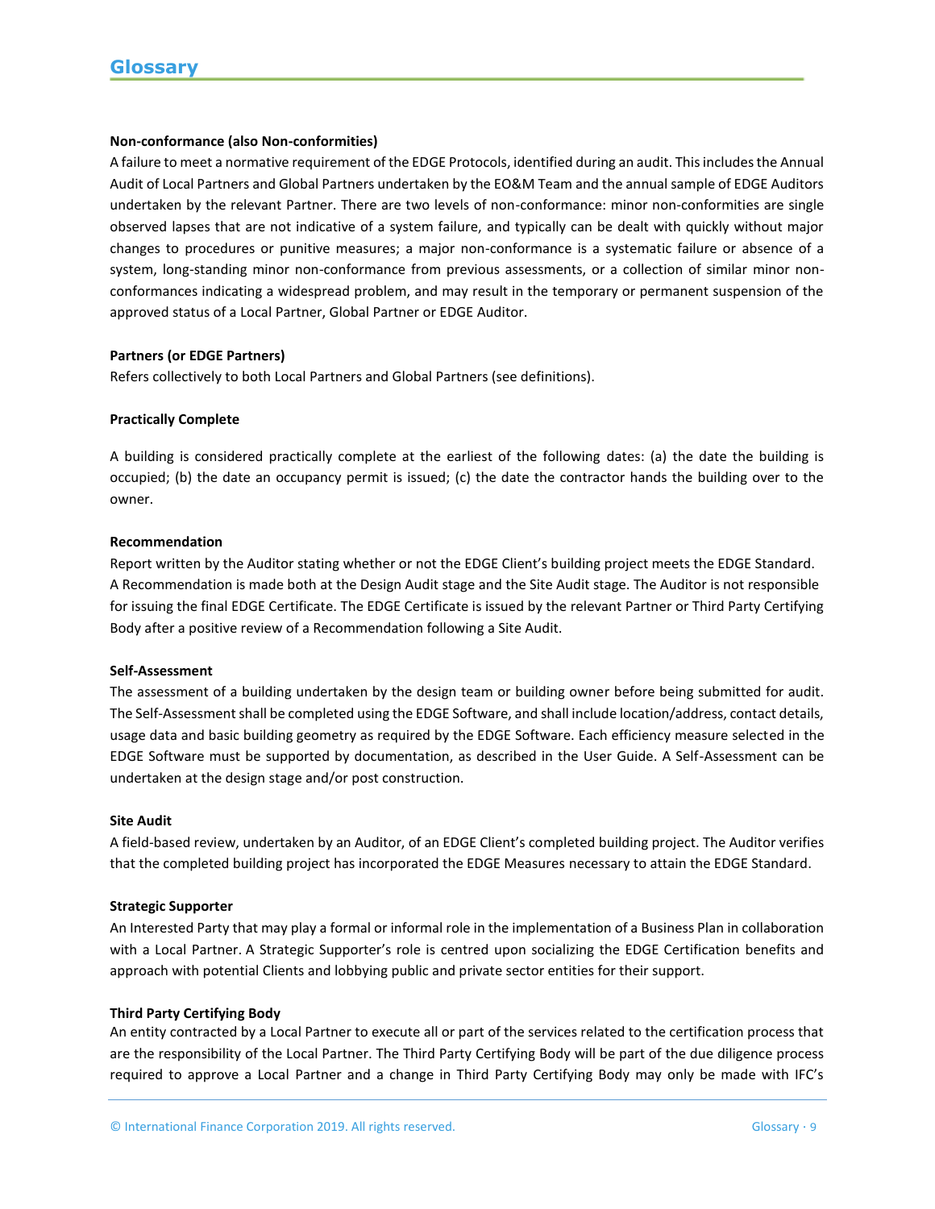# Glossary

**Non-conformance (also Non-conformities)**

A failure to meet a normative requirement of the EDGE Protocols, identified during an audit. This includes the Annual Audit of Local Partners and Global Partners undertaken by the EO&M Team and the annual sample of EDGE Auditors undertaken by the relevant Partner. There are two levels of non-conformance: minor non-conformities are single observed lapses that are not indicative of a system failure, and typically can be dealt with quickly without major changes to procedures or punitive measures; a major non-conformance is a systematic failure or absence of a system, long-standing minor non-conformance from previous assessments, or a collection of similar minor non-conformances indicating a widespread problem, and may result in the temporary or permanent suspension of the approved status of a Local Partner, Global Partner or EDGE Auditor.

**Partners (or EDGE Partners)**

Refers collectively to both Local Partners and Global Partners (see definitions).

**Practically Complete**

A building is considered practically complete at the earliest of the following dates: (a) the date the building is occupied; (b) the date an occupancy permit is issued; (c) the date the contractor hands the building over to the owner.

**Recommendation**

Report written by the Auditor stating whether or not the EDGE Client's building project meets the EDGE Standard. A Recommendation is made both at the Design Audit stage and the Site Audit stage. The Auditor is not responsible for issuing the final EDGE Certificate. The EDGE Certificate is issued by the relevant Partner or Third Party Certifying Body after a positive review of a Recommendation following a Site Audit.

**Self-Assessment**

The assessment of a building undertaken by the design team or building owner before being submitted for audit. The Self-Assessment shall be completed using the EDGE Software, and shall include location/address, contact details, usage data and basic building geometry as required by the EDGE Software. Each efficiency measure selected in the EDGE Software must be supported by documentation, as described in the User Guide. A Self-Assessment can be undertaken at the design stage and/or post construction.

**Site Audit**

A field-based review, undertaken by an Auditor, of an EDGE Client's completed building project. The Auditor verifies that the completed building project has incorporated the EDGE Measures necessary to attain the EDGE Standard.

**Strategic Supporter**

An Interested Party that may play a formal or informal role in the implementation of a Business Plan in collaboration with a Local Partner. A Strategic Supporter's role is centred upon socializing the EDGE Certification benefits and approach with potential Clients and lobbying public and private sector entities for their support.

**Third Party Certifying Body**

An entity contracted by a Local Partner to execute all or part of the services related to the certification process that are the responsibility of the Local Partner. The Third Party Certifying Body will be part of the due diligence process required to approve a Local Partner and a change in Third Party Certifying Body may only be made with IFC's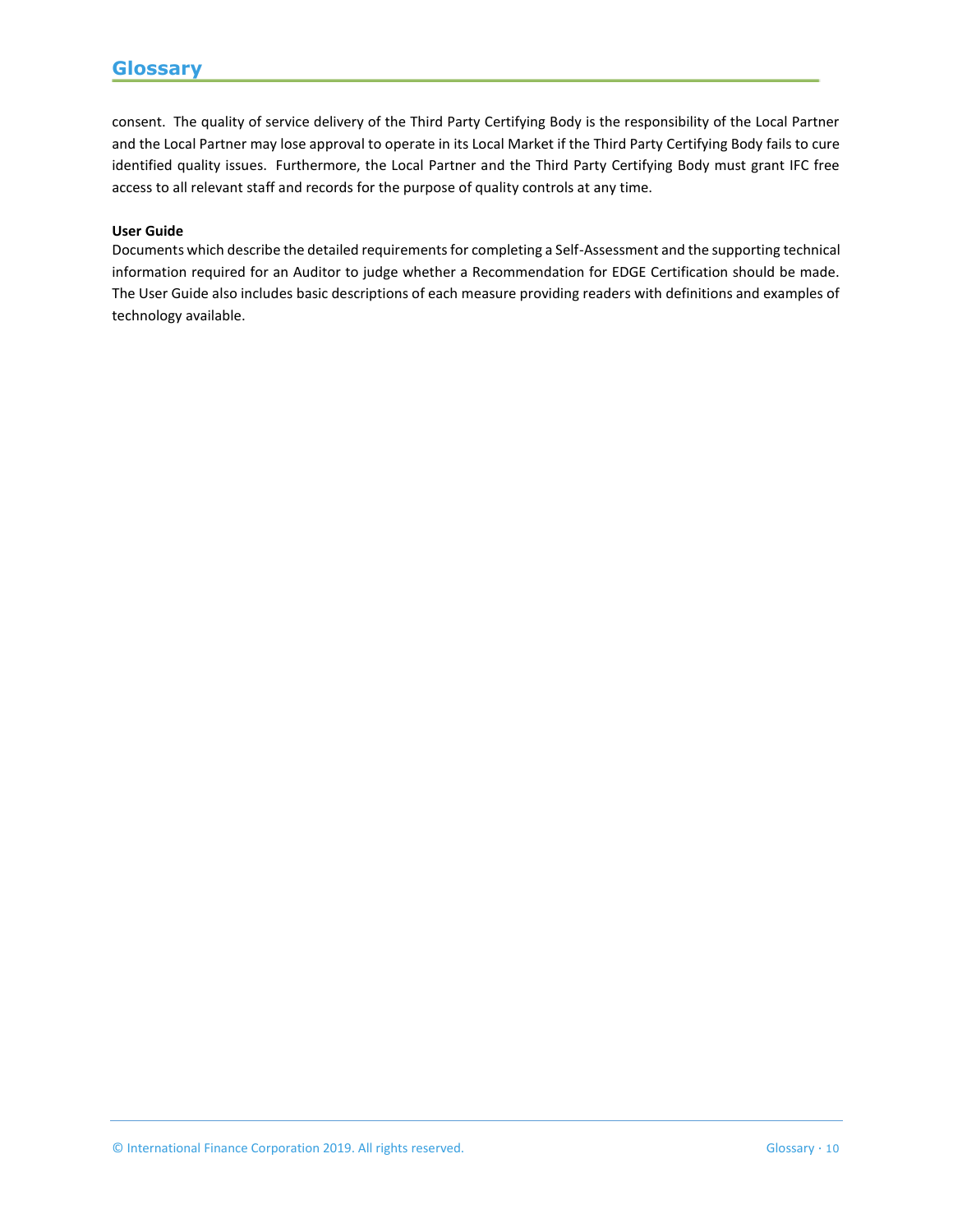consent. The quality of service delivery of the Third Party Certifying Body is the responsibility of the Local Partner and the Local Partner may lose approval to operate in its Local Market if the Third Party Certifying Body fails to cure identified quality issues. Furthermore, the Local Partner and the Third Party Certifying Body must grant IFC free access to all relevant staff and records for the purpose of quality controls at any time.

**User Guide**

Documents which describe the detailed requirements for completing a Self-Assessment and the supporting technical information required for an Auditor to judge whether a Recommendation for EDGE Certification should be made. The User Guide also includes basic descriptions of each measure providing readers with definitions and examples of technology available.